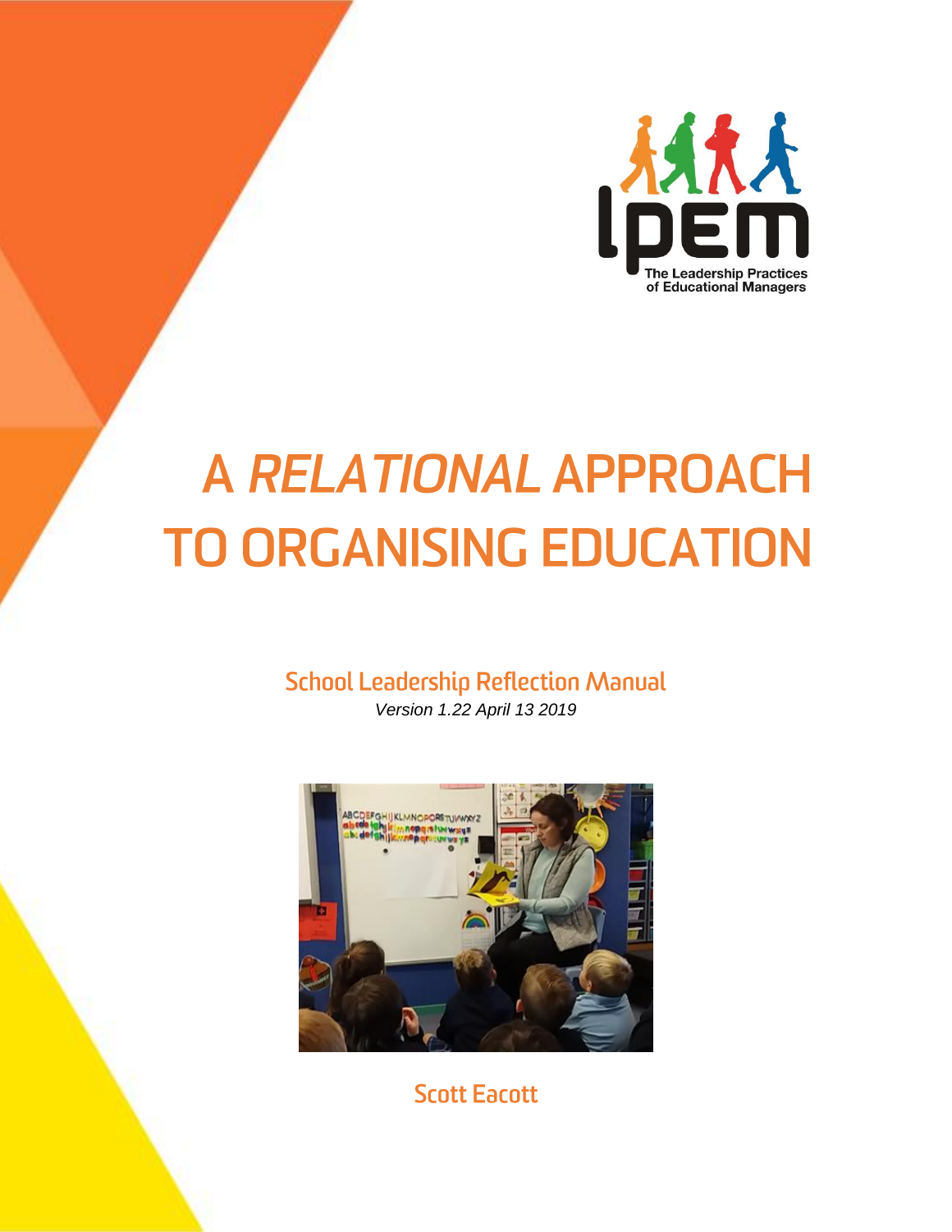lpem

The Leadership Practices of Educational Managers

# A *RELATIONAL* APPROACH TO ORGANISING EDUCATION

## School Leadership Reflection Manual

*Version 1.22 April 13 2019*

Scott Eacott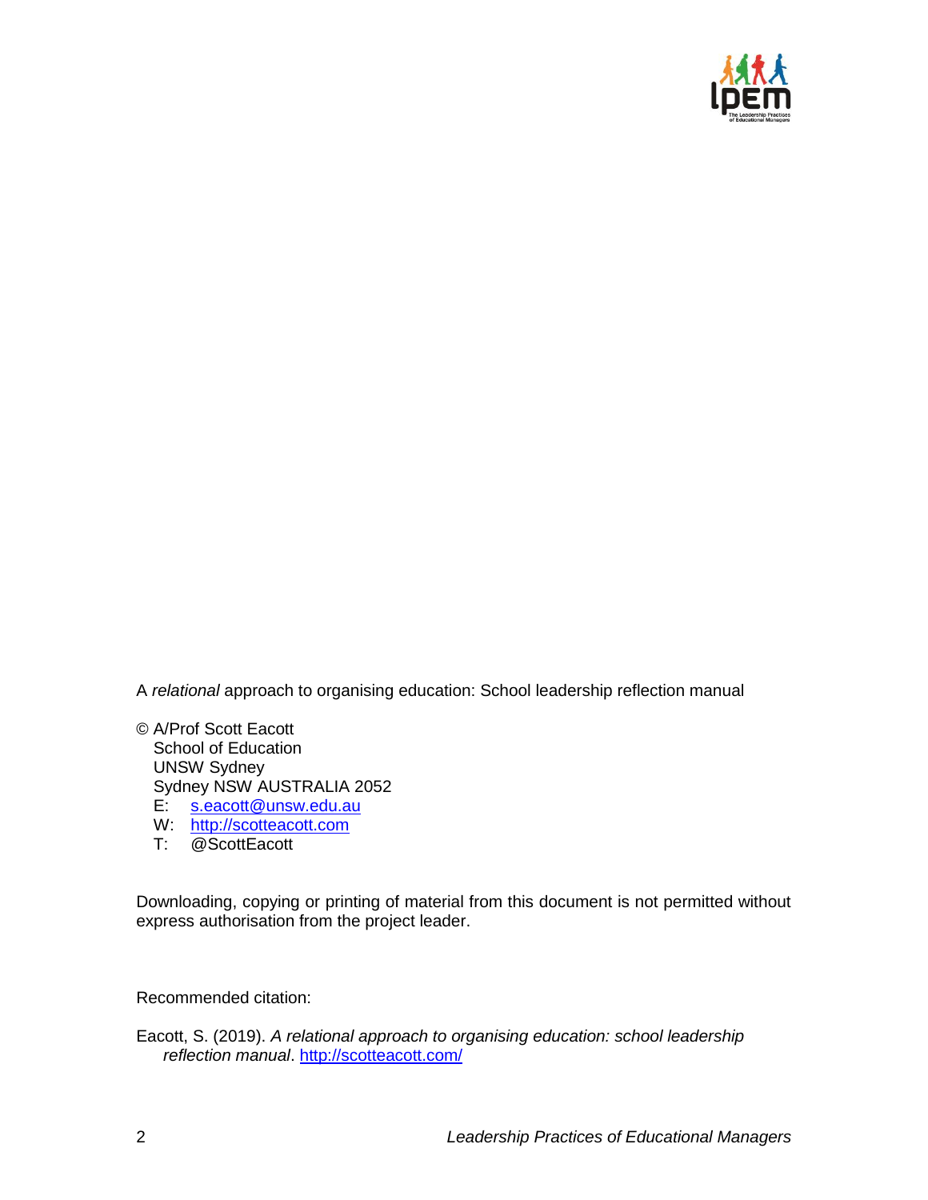A *relational* approach to organising education: School leadership reflection manual

© A/Prof Scott Eacott
School of Education
UNSW Sydney
Sydney NSW AUSTRALIA 2052
E: s.eacott@unsw.edu.au
W: http://scotteacott.com
T: @ScottEacott

Downloading, copying or printing of material from this document is not permitted without express authorisation from the project leader.

Recommended citation:

Eacott, S. (2019). *A relational approach to organising education: school leadership reflection manual*. http://scotteacott.com/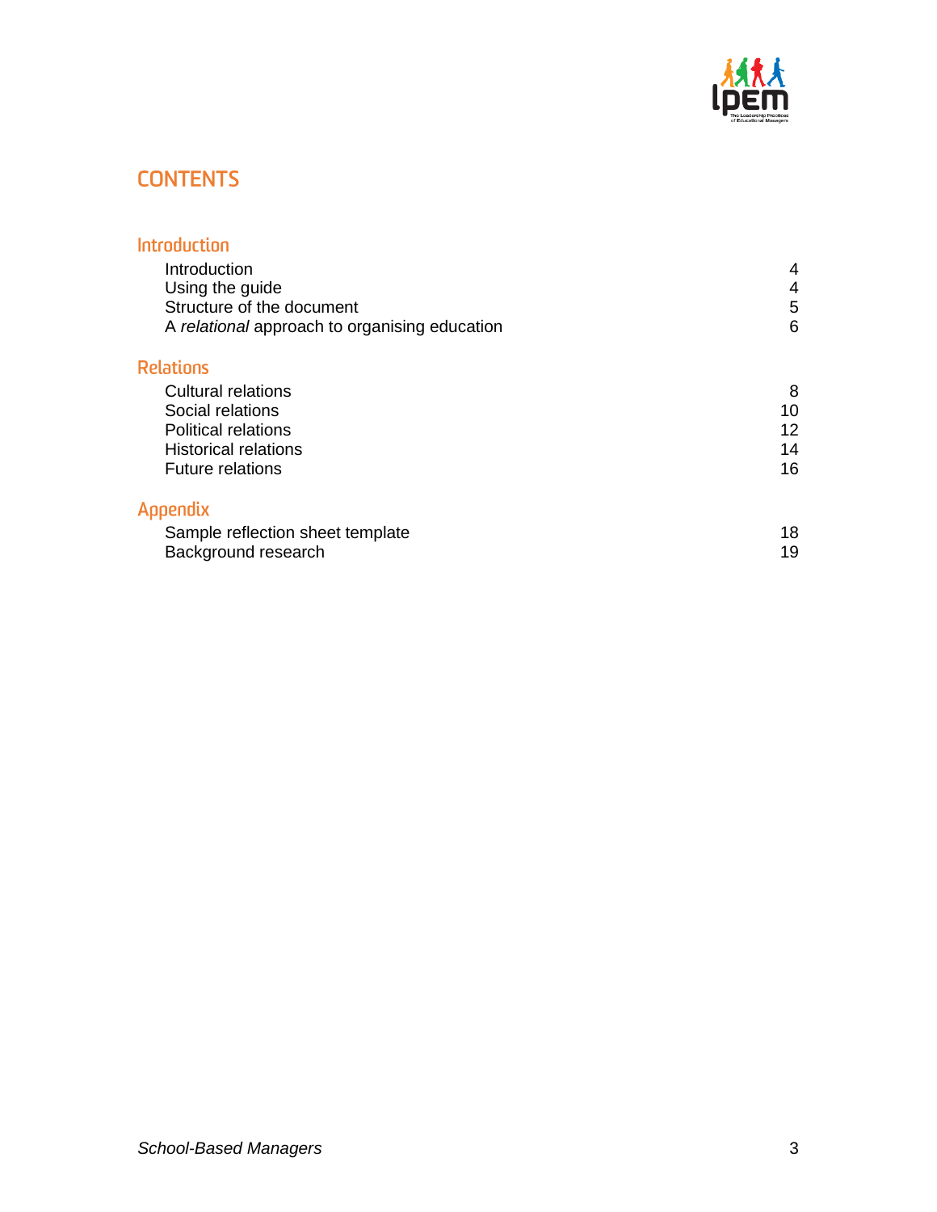# CONTENTS

## Introduction

| | |
|---|---|
| Introduction | 4 |
| Using the guide | 4 |
| Structure of the document | 5 |
| A *relational* approach to organising education | 6 |

## Relations

| | |
|---|---|
| Cultural relations | 8 |
| Social relations | 10 |
| Political relations | 12 |
| Historical relations | 14 |
| Future relations | 16 |

## Appendix

| | |
|---|---|
| Sample reflection sheet template | 18 |
| Background research | 19 |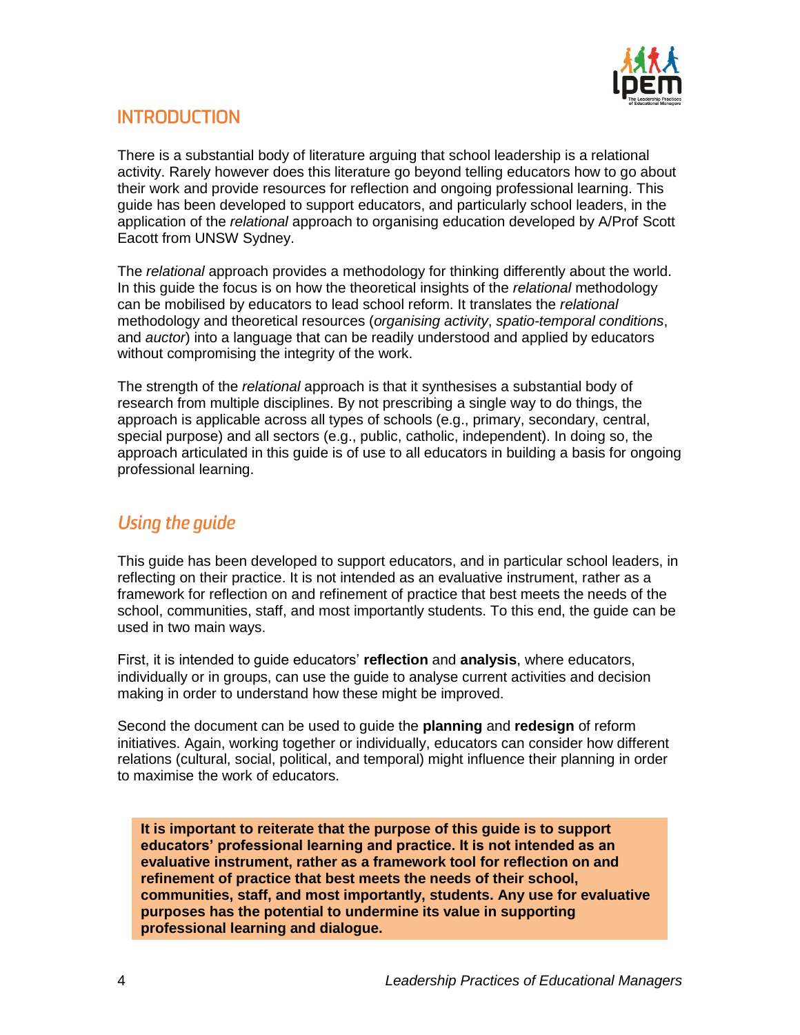# INTRODUCTION

There is a substantial body of literature arguing that school leadership is a relational activity. Rarely however does this literature go beyond telling educators how to go about their work and provide resources for reflection and ongoing professional learning. This guide has been developed to support educators, and particularly school leaders, in the application of the *relational* approach to organising education developed by A/Prof Scott Eacott from UNSW Sydney.

The *relational* approach provides a methodology for thinking differently about the world. In this guide the focus is on how the theoretical insights of the *relational* methodology can be mobilised by educators to lead school reform. It translates the *relational* methodology and theoretical resources (*organising activity*, *spatio-temporal conditions*, and *auctor*) into a language that can be readily understood and applied by educators without compromising the integrity of the work.

The strength of the *relational* approach is that it synthesises a substantial body of research from multiple disciplines. By not prescribing a single way to do things, the approach is applicable across all types of schools (e.g., primary, secondary, central, special purpose) and all sectors (e.g., public, catholic, independent). In doing so, the approach articulated in this guide is of use to all educators in building a basis for ongoing professional learning.

## *Using the guide*

This guide has been developed to support educators, and in particular school leaders, in reflecting on their practice. It is not intended as an evaluative instrument, rather as a framework for reflection on and refinement of practice that best meets the needs of the school, communities, staff, and most importantly students. To this end, the guide can be used in two main ways.

First, it is intended to guide educators' **reflection** and **analysis**, where educators, individually or in groups, can use the guide to analyse current activities and decision making in order to understand how these might be improved.

Second the document can be used to guide the **planning** and **redesign** of reform initiatives. Again, working together or individually, educators can consider how different relations (cultural, social, political, and temporal) might influence their planning in order to maximise the work of educators.

**It is important to reiterate that the purpose of this guide is to support educators' professional learning and practice. It is not intended as an evaluative instrument, rather as a framework tool for reflection on and refinement of practice that best meets the needs of their school, communities, staff, and most importantly, students. Any use for evaluative purposes has the potential to undermine its value in supporting professional learning and dialogue.**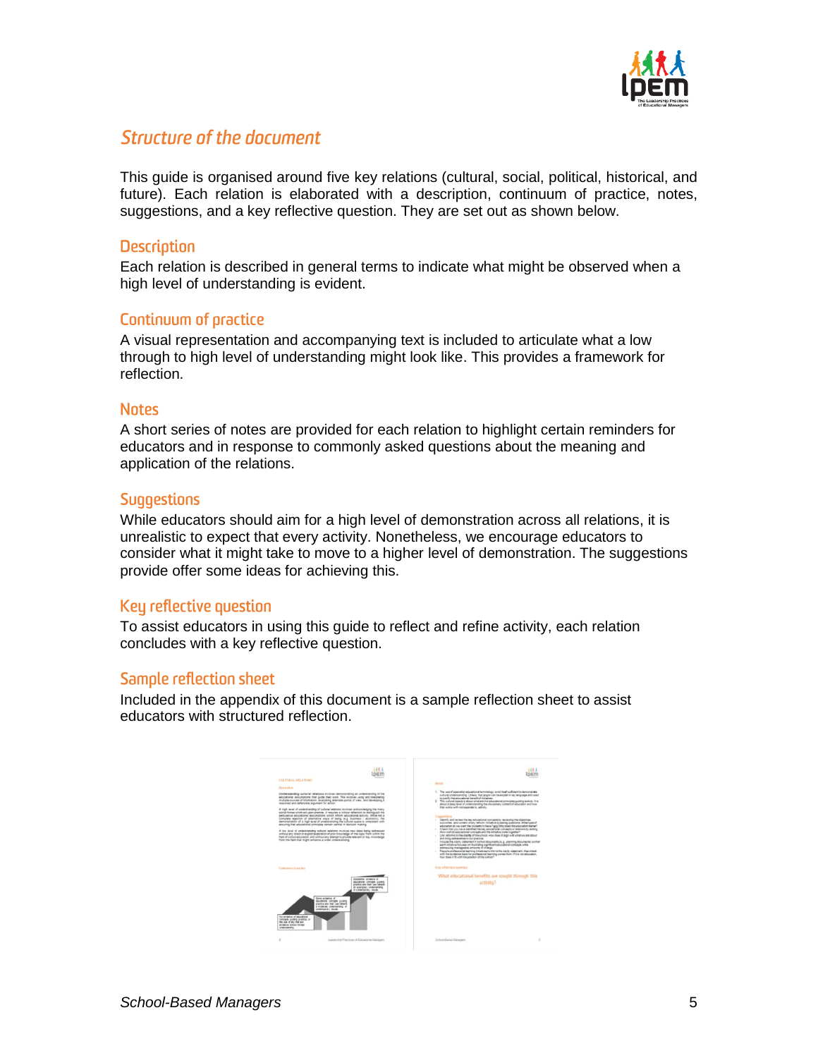## Structure of the document

This guide is organised around five key relations (cultural, social, political, historical, and future). Each relation is elaborated with a description, continuum of practice, notes, suggestions, and a key reflective question. They are set out as shown below.

### Description

Each relation is described in general terms to indicate what might be observed when a high level of understanding is evident.

### Continuum of practice

A visual representation and accompanying text is included to articulate what a low through to high level of understanding might look like. This provides a framework for reflection.

### Notes

A short series of notes are provided for each relation to highlight certain reminders for educators and in response to commonly asked questions about the meaning and application of the relations.

### Suggestions

While educators should aim for a high level of demonstration across all relations, it is unrealistic to expect that every activity. Nonetheless, we encourage educators to consider what it might take to move to a higher level of demonstration. The suggestions provide offer some ideas for achieving this.

### Key reflective question

To assist educators in using this guide to reflect and refine activity, each relation concludes with a key reflective question.

### Sample reflection sheet

Included in the appendix of this document is a sample reflection sheet to assist educators with structured reflection.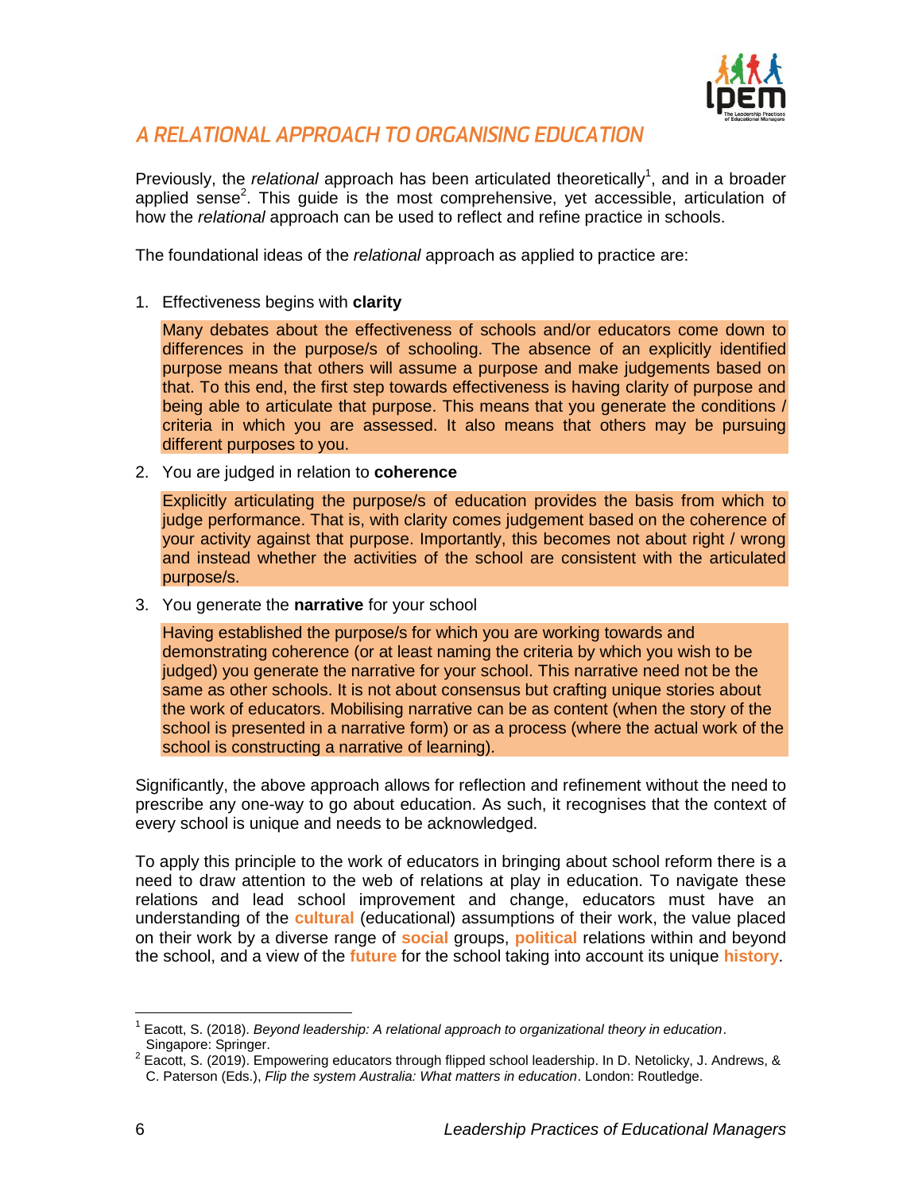## A RELATIONAL APPROACH TO ORGANISING EDUCATION

Previously, the *relational* approach has been articulated theoretically[1], and in a broader applied sense[2]. This guide is the most comprehensive, yet accessible, articulation of how the *relational* approach can be used to reflect and refine practice in schools.

The foundational ideas of the *relational* approach as applied to practice are:

1. Effectiveness begins with **clarity**

   Many debates about the effectiveness of schools and/or educators come down to differences in the purpose/s of schooling. The absence of an explicitly identified purpose means that others will assume a purpose and make judgements based on that. To this end, the first step towards effectiveness is having clarity of purpose and being able to articulate that purpose. This means that you generate the conditions / criteria in which you are assessed. It also means that others may be pursuing different purposes to you.

2. You are judged in relation to **coherence**

   Explicitly articulating the purpose/s of education provides the basis from which to judge performance. That is, with clarity comes judgement based on the coherence of your activity against that purpose. Importantly, this becomes not about right / wrong and instead whether the activities of the school are consistent with the articulated purpose/s.

3. You generate the **narrative** for your school

   Having established the purpose/s for which you are working towards and demonstrating coherence (or at least naming the criteria by which you wish to be judged) you generate the narrative for your school. This narrative need not be the same as other schools. It is not about consensus but crafting unique stories about the work of educators. Mobilising narrative can be as content (when the story of the school is presented in a narrative form) or as a process (where the actual work of the school is constructing a narrative of learning).

Significantly, the above approach allows for reflection and refinement without the need to prescribe any one-way to go about education. As such, it recognises that the context of every school is unique and needs to be acknowledged.

To apply this principle to the work of educators in bringing about school reform there is a need to draw attention to the web of relations at play in education. To navigate these relations and lead school improvement and change, educators must have an understanding of the **cultural** (educational) assumptions of their work, the value placed on their work by a diverse range of **social** groups, **political** relations within and beyond the school, and a view of the **future** for the school taking into account its unique **history**.

---

[1] Eacott, S. (2018). *Beyond leadership: A relational approach to organizational theory in education*. Singapore: Springer.

[2] Eacott, S. (2019). Empowering educators through flipped school leadership. In D. Netolicky, J. Andrews, & C. Paterson (Eds.), *Flip the system Australia: What matters in education*. London: Routledge.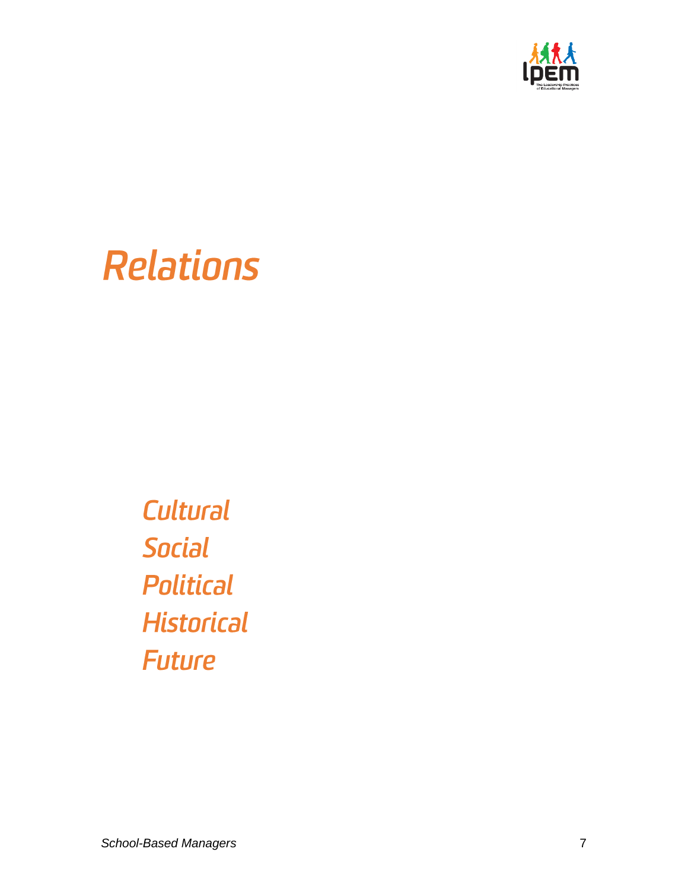# Relations

*Cultural*
*Social*
*Political*
*Historical*
*Future*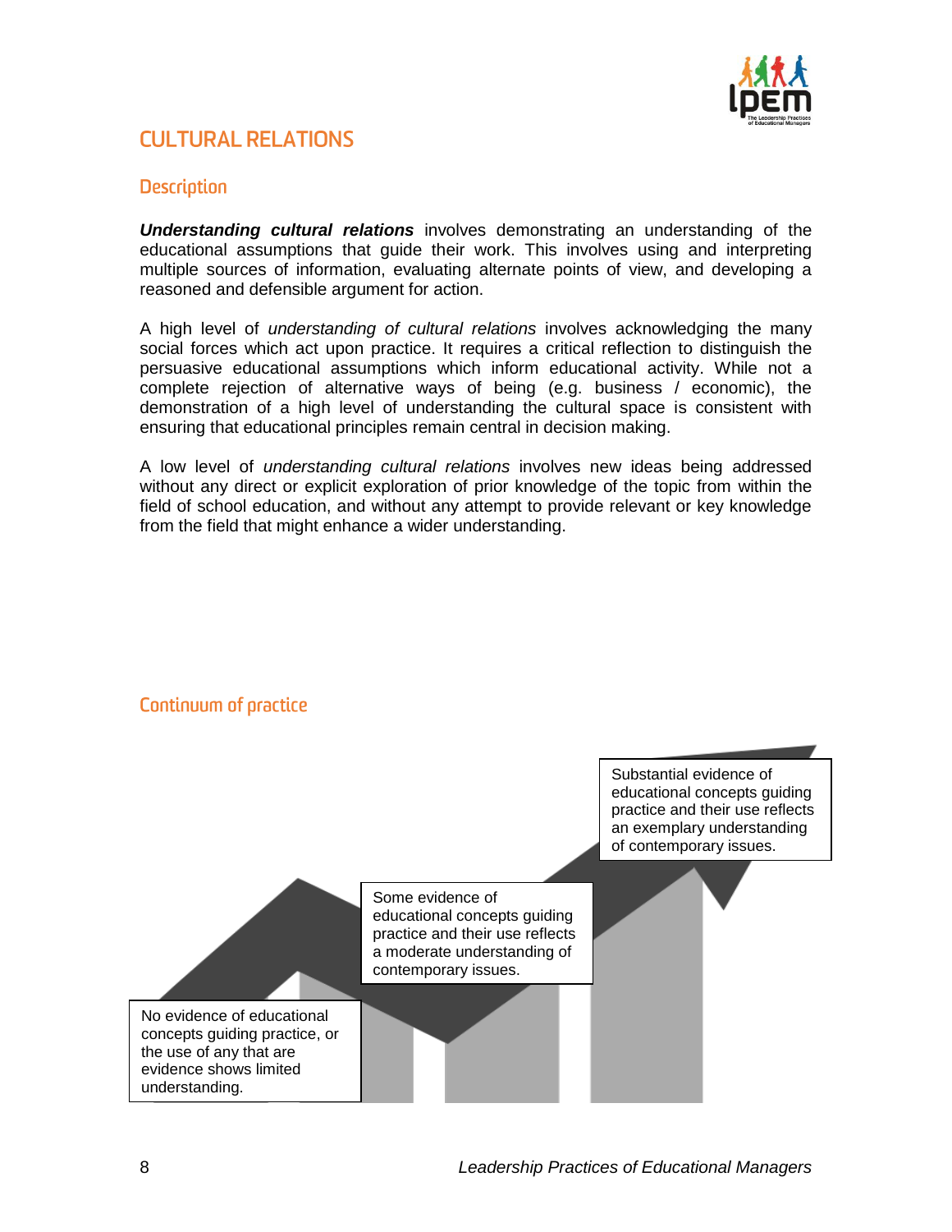## CULTURAL RELATIONS

### Description

***Understanding cultural relations*** involves demonstrating an understanding of the educational assumptions that guide their work. This involves using and interpreting multiple sources of information, evaluating alternate points of view, and developing a reasoned and defensible argument for action.

A high level of *understanding of cultural relations* involves acknowledging the many social forces which act upon practice. It requires a critical reflection to distinguish the persuasive educational assumptions which inform educational activity. While not a complete rejection of alternative ways of being (e.g. business / economic), the demonstration of a high level of understanding the cultural space is consistent with ensuring that educational principles remain central in decision making.

A low level of *understanding cultural relations* involves new ideas being addressed without any direct or explicit exploration of prior knowledge of the topic from within the field of school education, and without any attempt to provide relevant or key knowledge from the field that might enhance a wider understanding.

### Continuum of practice

Substantial evidence of educational concepts guiding practice and their use reflects an exemplary understanding of contemporary issues.

Some evidence of educational concepts guiding practice and their use reflects a moderate understanding of contemporary issues.

No evidence of educational concepts guiding practice, or the use of any that are evidence shows limited understanding.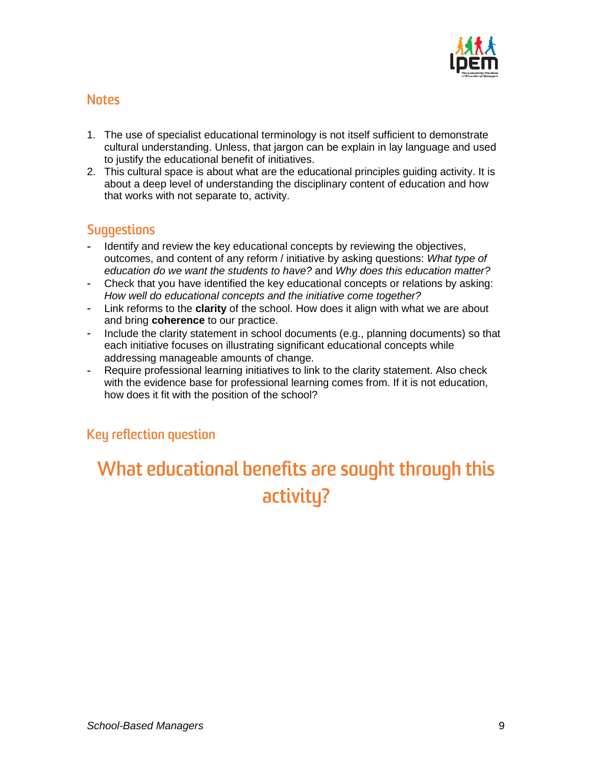## Notes

1. The use of specialist educational terminology is not itself sufficient to demonstrate cultural understanding. Unless, that jargon can be explain in lay language and used to justify the educational benefit of initiatives.
2. This cultural space is about what are the educational principles guiding activity. It is about a deep level of understanding the disciplinary content of education and how that works with not separate to, activity.

## Suggestions

- Identify and review the key educational concepts by reviewing the objectives, outcomes, and content of any reform / initiative by asking questions: *What type of education do we want the students to have?* and *Why does this education matter?*
- Check that you have identified the key educational concepts or relations by asking: *How well do educational concepts and the initiative come together?*
- Link reforms to the **clarity** of the school. How does it align with what we are about and bring **coherence** to our practice.
- Include the clarity statement in school documents (e.g., planning documents) so that each initiative focuses on illustrating significant educational concepts while addressing manageable amounts of change.
- Require professional learning initiatives to link to the clarity statement. Also check with the evidence base for professional learning comes from. If it is not education, how does it fit with the position of the school?

## Key reflection question

# What educational benefits are sought through this activity?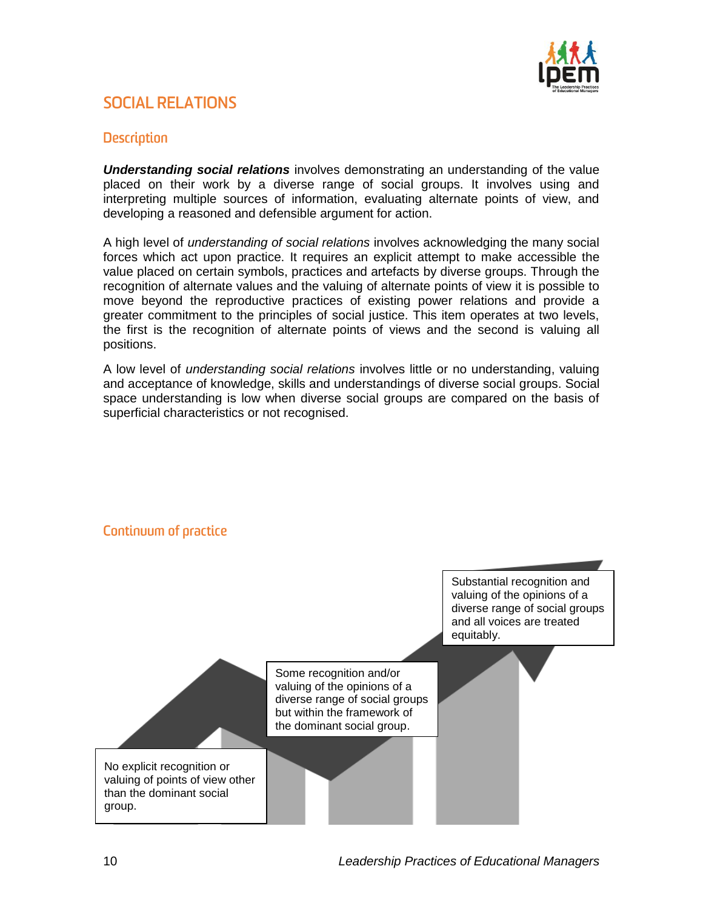# SOCIAL RELATIONS

## Description

***Understanding social relations*** involves demonstrating an understanding of the value placed on their work by a diverse range of social groups. It involves using and interpreting multiple sources of information, evaluating alternate points of view, and developing a reasoned and defensible argument for action.

A high level of *understanding of social relations* involves acknowledging the many social forces which act upon practice. It requires an explicit attempt to make accessible the value placed on certain symbols, practices and artefacts by diverse groups. Through the recognition of alternate values and the valuing of alternate points of view it is possible to move beyond the reproductive practices of existing power relations and provide a greater commitment to the principles of social justice. This item operates at two levels, the first is the recognition of alternate points of views and the second is valuing all positions.

A low level of *understanding social relations* involves little or no understanding, valuing and acceptance of knowledge, skills and understandings of diverse social groups. Social space understanding is low when diverse social groups are compared on the basis of superficial characteristics or not recognised.

## Continuum of practice

No explicit recognition or valuing of points of view other than the dominant social group.

Some recognition and/or valuing of the opinions of a diverse range of social groups but within the framework of the dominant social group.

Substantial recognition and valuing of the opinions of a diverse range of social groups and all voices are treated equitably.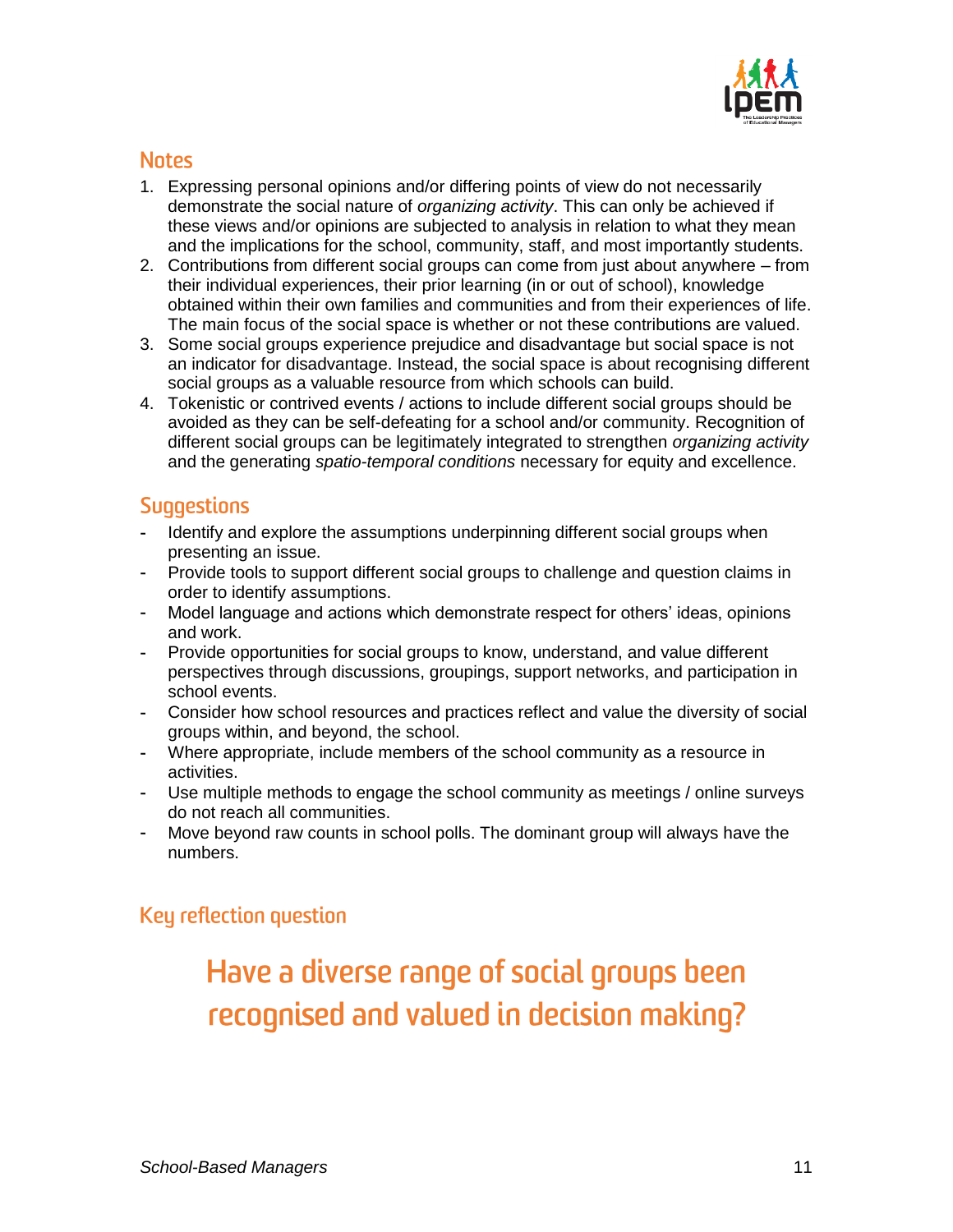## Notes

1. Expressing personal opinions and/or differing points of view do not necessarily demonstrate the social nature of *organizing activity*. This can only be achieved if these views and/or opinions are subjected to analysis in relation to what they mean and the implications for the school, community, staff, and most importantly students.
2. Contributions from different social groups can come from just about anywhere – from their individual experiences, their prior learning (in or out of school), knowledge obtained within their own families and communities and from their experiences of life. The main focus of the social space is whether or not these contributions are valued.
3. Some social groups experience prejudice and disadvantage but social space is not an indicator for disadvantage. Instead, the social space is about recognising different social groups as a valuable resource from which schools can build.
4. Tokenistic or contrived events / actions to include different social groups should be avoided as they can be self-defeating for a school and/or community. Recognition of different social groups can be legitimately integrated to strengthen *organizing activity* and the generating *spatio-temporal conditions* necessary for equity and excellence.

## Suggestions

- Identify and explore the assumptions underpinning different social groups when presenting an issue.
- Provide tools to support different social groups to challenge and question claims in order to identify assumptions.
- Model language and actions which demonstrate respect for others' ideas, opinions and work.
- Provide opportunities for social groups to know, understand, and value different perspectives through discussions, groupings, support networks, and participation in school events.
- Consider how school resources and practices reflect and value the diversity of social groups within, and beyond, the school.
- Where appropriate, include members of the school community as a resource in activities.
- Use multiple methods to engage the school community as meetings / online surveys do not reach all communities.
- Move beyond raw counts in school polls. The dominant group will always have the numbers.

## Key reflection question

# Have a diverse range of social groups been recognised and valued in decision making?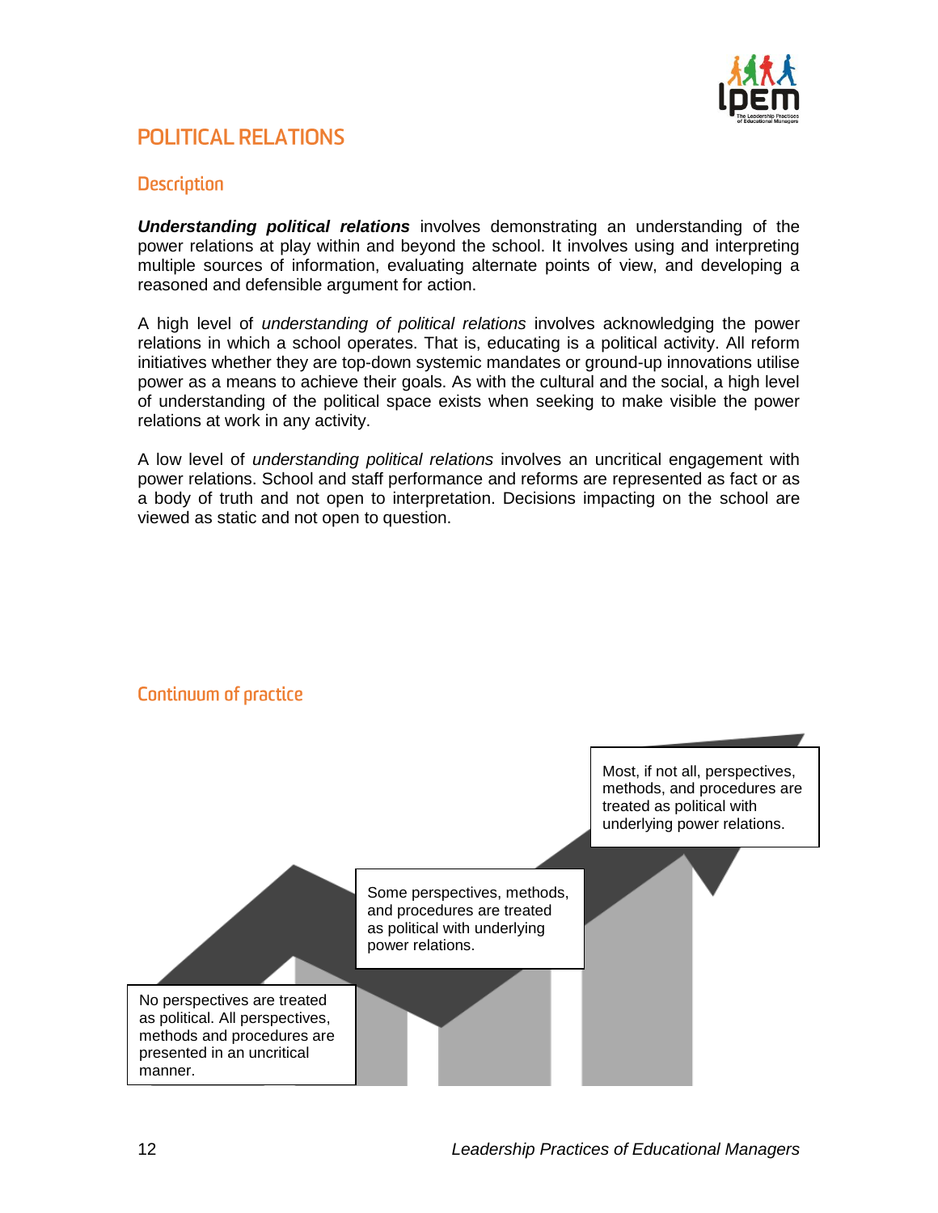# POLITICAL RELATIONS

## Description

***Understanding political relations*** involves demonstrating an understanding of the power relations at play within and beyond the school. It involves using and interpreting multiple sources of information, evaluating alternate points of view, and developing a reasoned and defensible argument for action.

A high level of *understanding of political relations* involves acknowledging the power relations in which a school operates. That is, educating is a political activity. All reform initiatives whether they are top-down systemic mandates or ground-up innovations utilise power as a means to achieve their goals. As with the cultural and the social, a high level of understanding of the political space exists when seeking to make visible the power relations at work in any activity.

A low level of *understanding political relations* involves an uncritical engagement with power relations. School and staff performance and reforms are represented as fact or as a body of truth and not open to interpretation. Decisions impacting on the school are viewed as static and not open to question.

## Continuum of practice

No perspectives are treated as political. All perspectives, methods and procedures are presented in an uncritical manner.

Some perspectives, methods, and procedures are treated as political with underlying power relations.

Most, if not all, perspectives, methods, and procedures are treated as political with underlying power relations.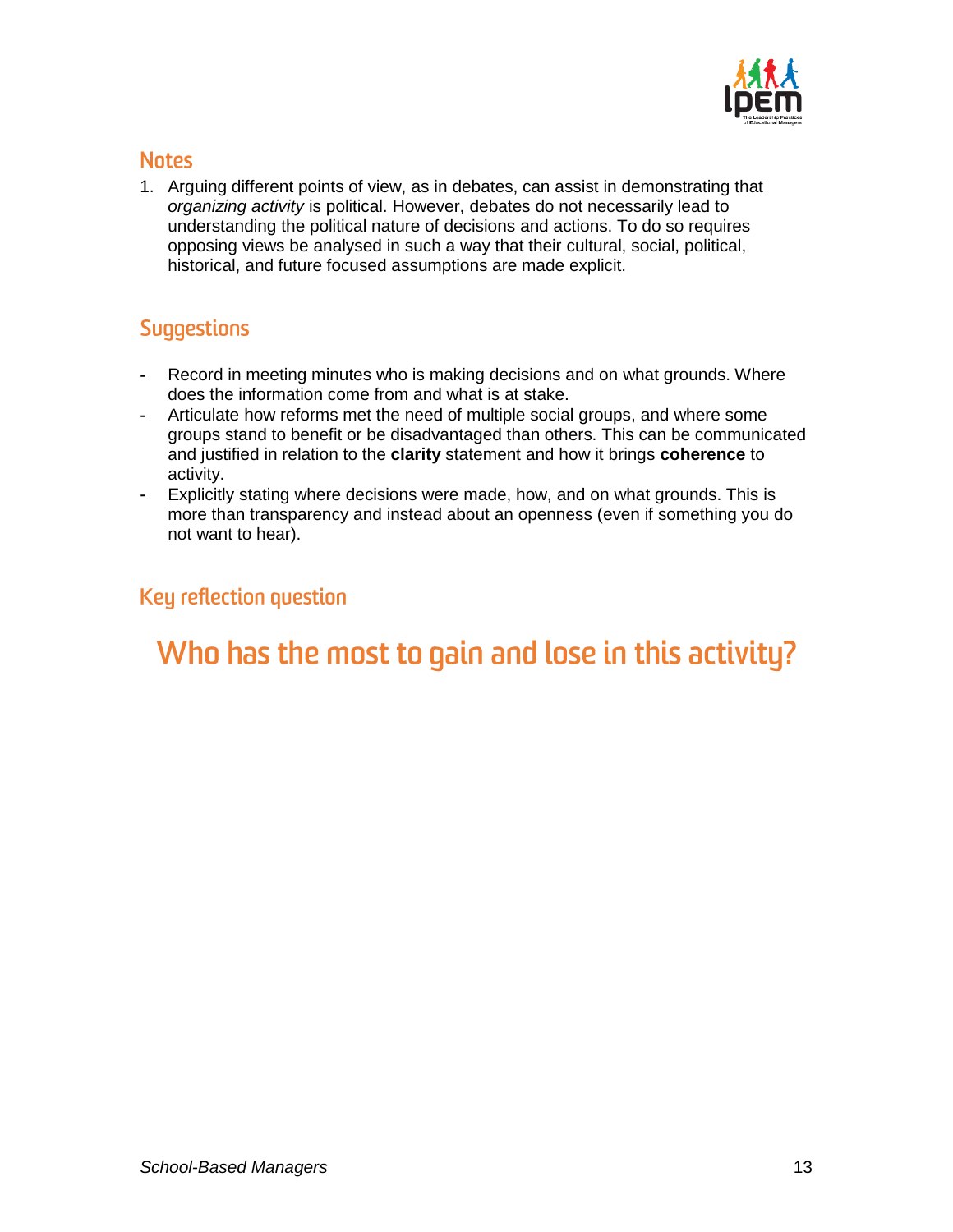## Notes

1. Arguing different points of view, as in debates, can assist in demonstrating that *organizing activity* is political. However, debates do not necessarily lead to understanding the political nature of decisions and actions. To do so requires opposing views be analysed in such a way that their cultural, social, political, historical, and future focused assumptions are made explicit.

## Suggestions

- Record in meeting minutes who is making decisions and on what grounds. Where does the information come from and what is at stake.
- Articulate how reforms met the need of multiple social groups, and where some groups stand to benefit or be disadvantaged than others. This can be communicated and justified in relation to the **clarity** statement and how it brings **coherence** to activity.
- Explicitly stating where decisions were made, how, and on what grounds. This is more than transparency and instead about an openness (even if something you do not want to hear).

## Key reflection question

# Who has the most to gain and lose in this activity?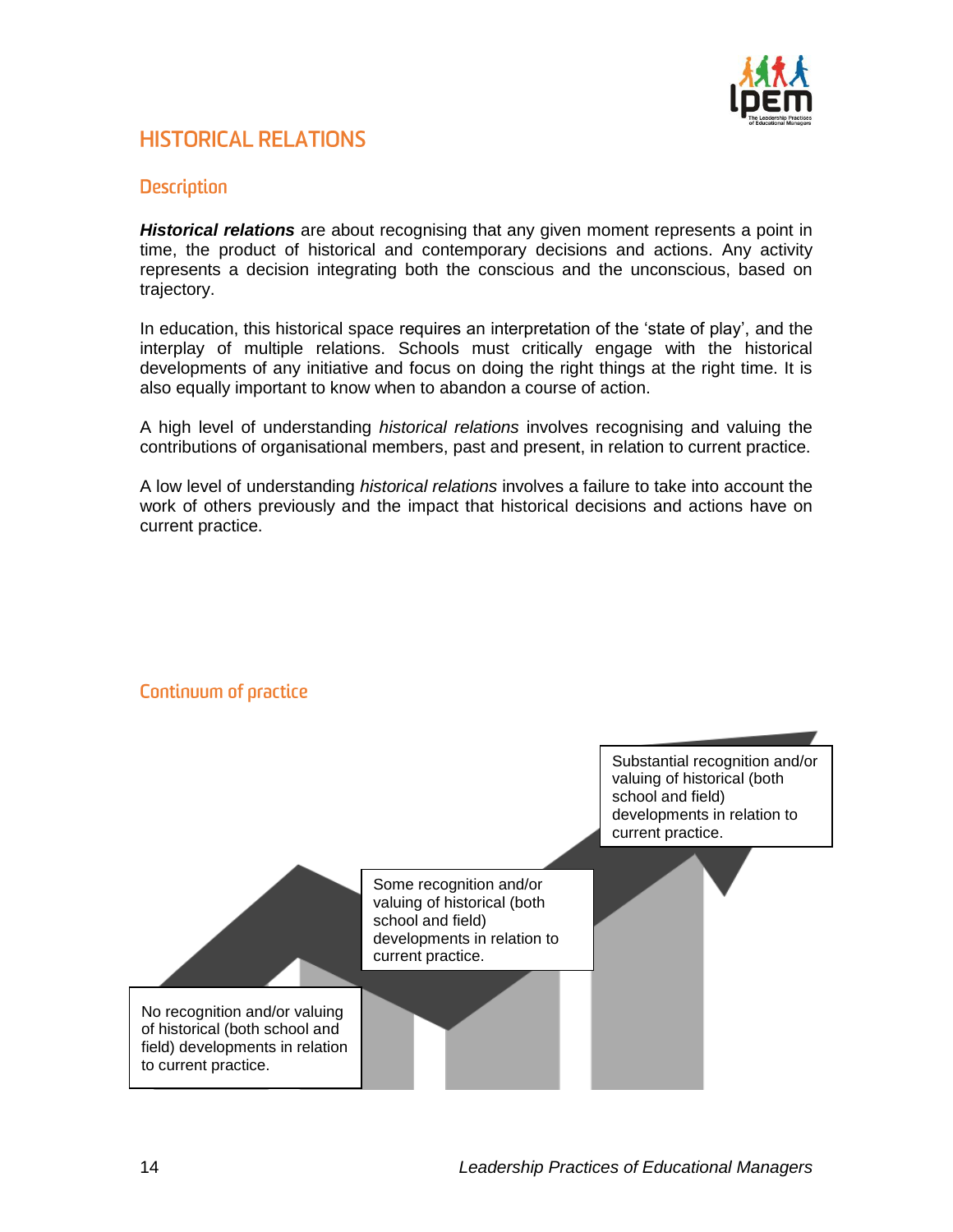## HISTORICAL RELATIONS

### Description

***Historical relations*** are about recognising that any given moment represents a point in time, the product of historical and contemporary decisions and actions. Any activity represents a decision integrating both the conscious and the unconscious, based on trajectory.

In education, this historical space requires an interpretation of the 'state of play', and the interplay of multiple relations. Schools must critically engage with the historical developments of any initiative and focus on doing the right things at the right time. It is also equally important to know when to abandon a course of action.

A high level of understanding *historical relations* involves recognising and valuing the contributions of organisational members, past and present, in relation to current practice.

A low level of understanding *historical relations* involves a failure to take into account the work of others previously and the impact that historical decisions and actions have on current practice.

### Continuum of practice

No recognition and/or valuing of historical (both school and field) developments in relation to current practice.

Some recognition and/or valuing of historical (both school and field) developments in relation to current practice.

Substantial recognition and/or valuing of historical (both school and field) developments in relation to current practice.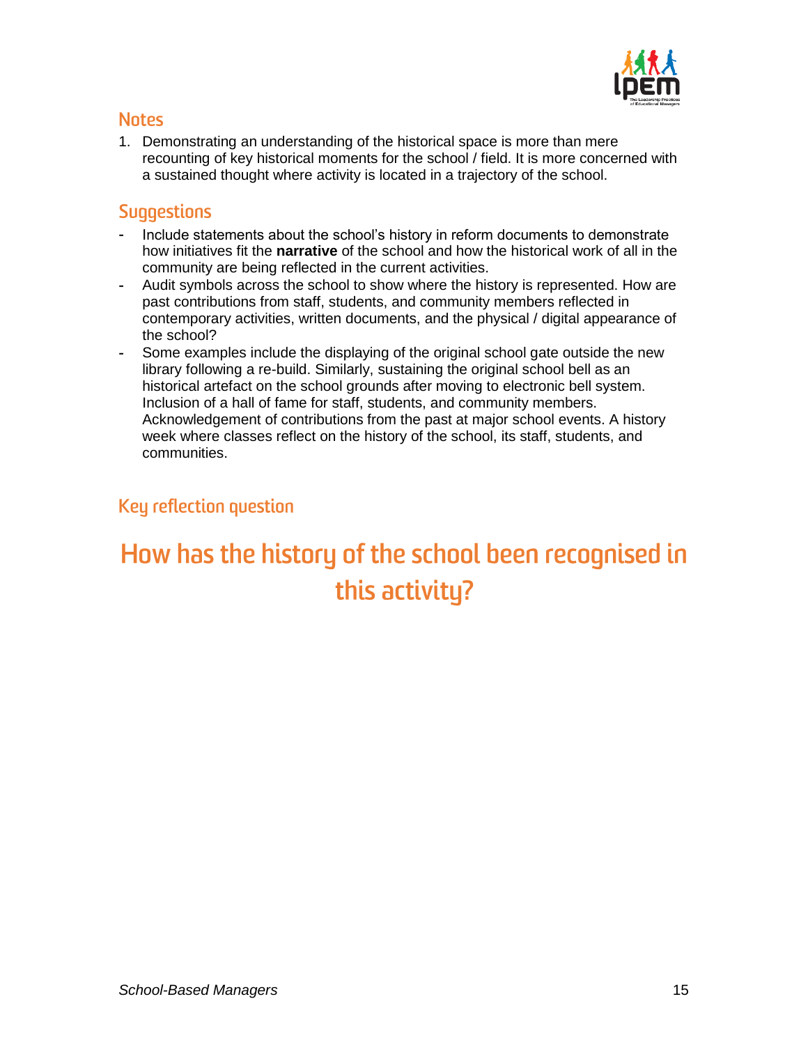## Notes

1. Demonstrating an understanding of the historical space is more than mere recounting of key historical moments for the school / field. It is more concerned with a sustained thought where activity is located in a trajectory of the school.

## Suggestions

- Include statements about the school's history in reform documents to demonstrate how initiatives fit the **narrative** of the school and how the historical work of all in the community are being reflected in the current activities.
- Audit symbols across the school to show where the history is represented. How are past contributions from staff, students, and community members reflected in contemporary activities, written documents, and the physical / digital appearance of the school?
- Some examples include the displaying of the original school gate outside the new library following a re-build. Similarly, sustaining the original school bell as an historical artefact on the school grounds after moving to electronic bell system. Inclusion of a hall of fame for staff, students, and community members. Acknowledgement of contributions from the past at major school events. A history week where classes reflect on the history of the school, its staff, students, and communities.

### Key reflection question

# How has the history of the school been recognised in this activity?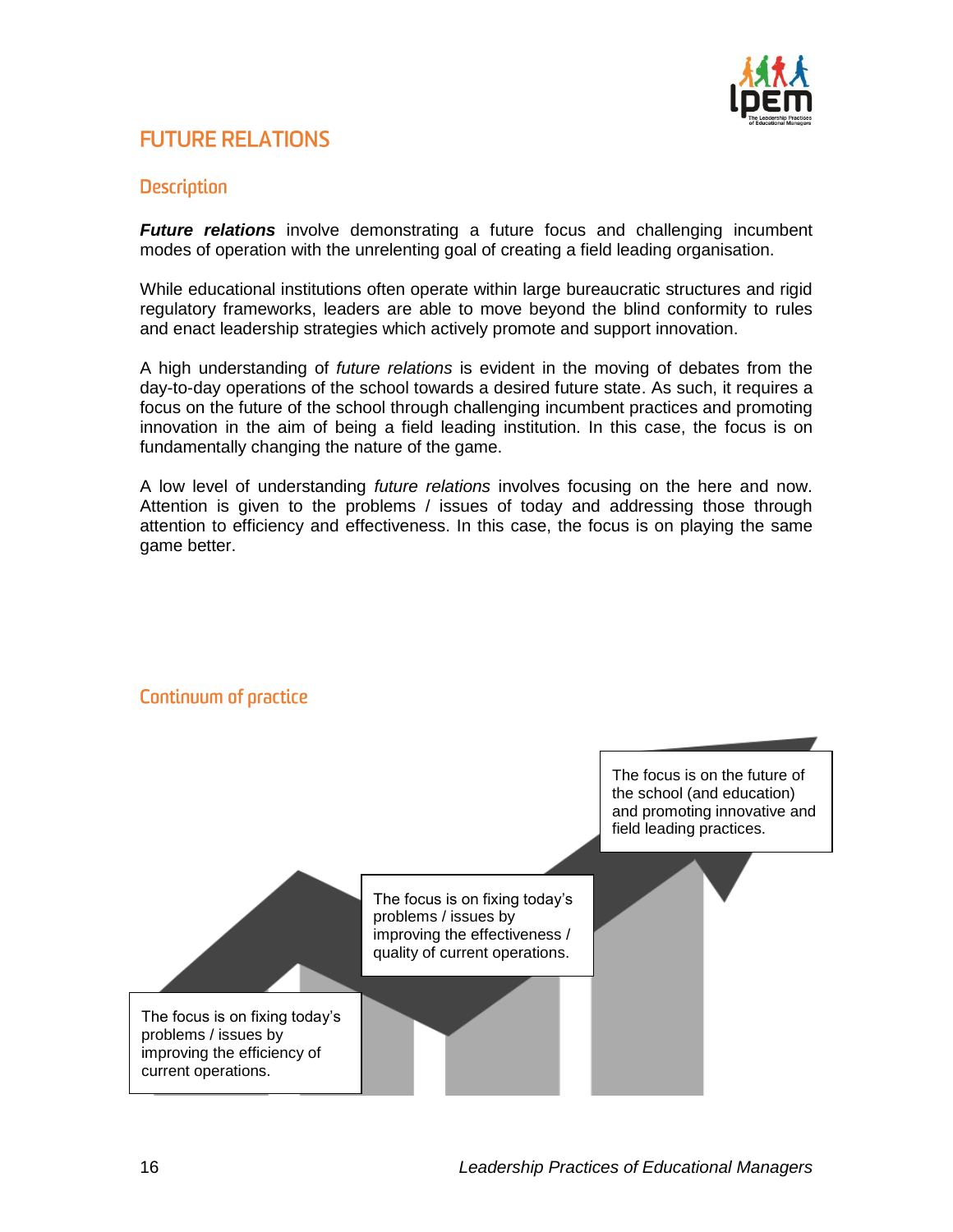## FUTURE RELATIONS

### Description

***Future relations*** involve demonstrating a future focus and challenging incumbent modes of operation with the unrelenting goal of creating a field leading organisation.

While educational institutions often operate within large bureaucratic structures and rigid regulatory frameworks, leaders are able to move beyond the blind conformity to rules and enact leadership strategies which actively promote and support innovation.

A high understanding of *future relations* is evident in the moving of debates from the day-to-day operations of the school towards a desired future state. As such, it requires a focus on the future of the school through challenging incumbent practices and promoting innovation in the aim of being a field leading institution. In this case, the focus is on fundamentally changing the nature of the game.

A low level of understanding *future relations* involves focusing on the here and now. Attention is given to the problems / issues of today and addressing those through attention to efficiency and effectiveness. In this case, the focus is on playing the same game better.

### Continuum of practice

The focus is on fixing today's problems / issues by improving the efficiency of current operations.

The focus is on fixing today's problems / issues by improving the effectiveness / quality of current operations.

The focus is on the future of the school (and education) and promoting innovative and field leading practices.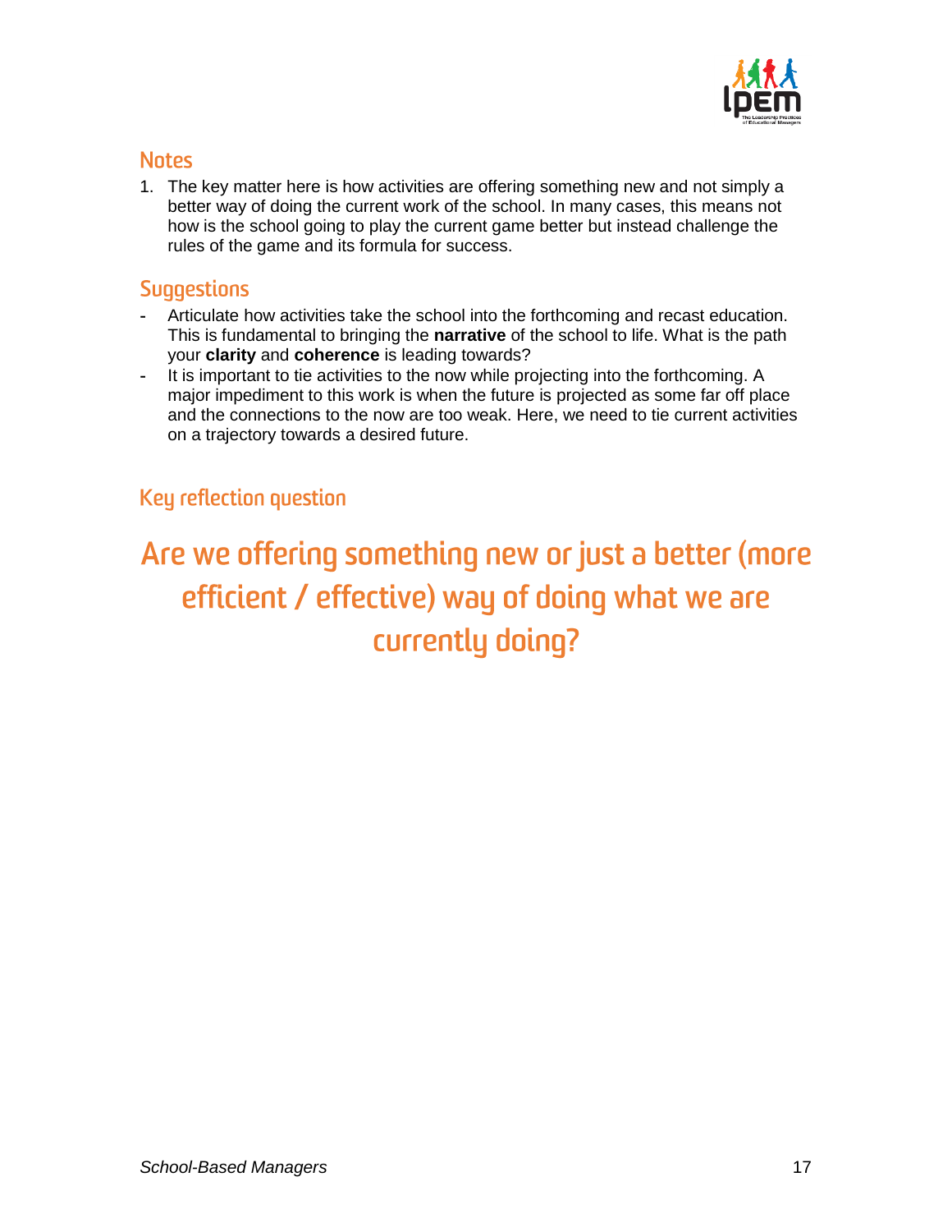## Notes

1. The key matter here is how activities are offering something new and not simply a better way of doing the current work of the school. In many cases, this means not how is the school going to play the current game better but instead challenge the rules of the game and its formula for success.

## Suggestions

- Articulate how activities take the school into the forthcoming and recast education. This is fundamental to bringing the **narrative** of the school to life. What is the path your **clarity** and **coherence** is leading towards?
- It is important to tie activities to the now while projecting into the forthcoming. A major impediment to this work is when the future is projected as some far off place and the connections to the now are too weak. Here, we need to tie current activities on a trajectory towards a desired future.

## Key reflection question

# Are we offering something new or just a better (more efficient / effective) way of doing what we are currently doing?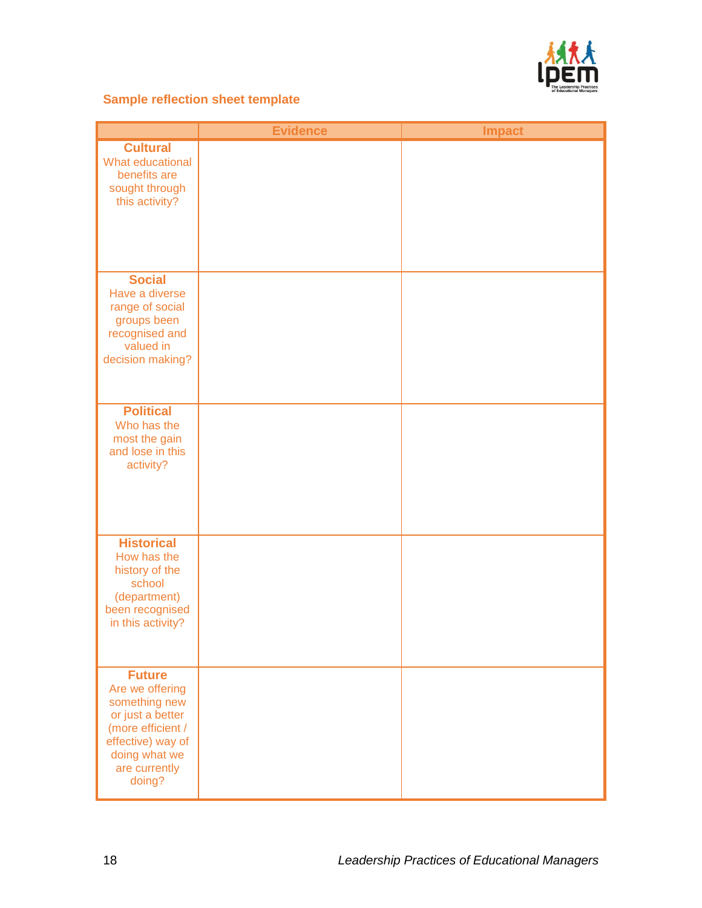## Sample reflection sheet template

| | Evidence | Impact |
|---|---|---|
| **Cultural** What educational benefits are sought through this activity? | | |
| **Social** Have a diverse range of social groups been recognised and valued in decision making? | | |
| **Political** Who has the most the gain and lose in this activity? | | |
| **Historical** How has the history of the school (department) been recognised in this activity? | | |
| **Future** Are we offering something new or just a better (more efficient / effective) way of doing what we are currently doing? | | |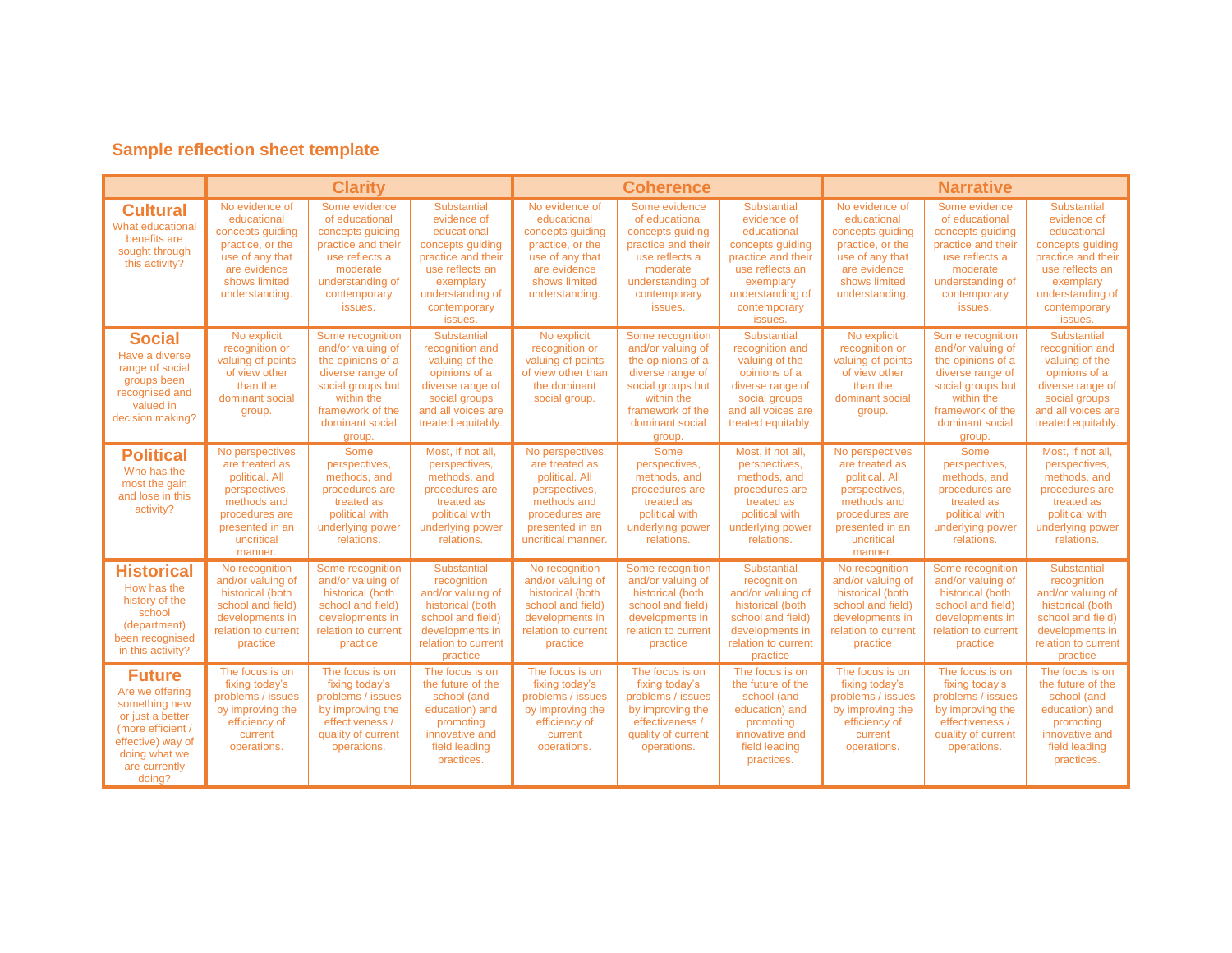## Sample reflection sheet template

| | Clarity | | | Coherence | | | Narrative | | |
|---|---|---|---|---|---|---|---|---|---|
| **Cultural** What educational benefits are sought through this activity? | No evidence of educational concepts guiding practice, or the use of any that are evidence shows limited understanding. | Some evidence of educational concepts guiding practice and their use reflects a moderate understanding of contemporary issues. | Substantial evidence of educational concepts guiding practice and their use reflects an exemplary understanding of contemporary issues. | No evidence of educational concepts guiding practice, or the use of any that are evidence shows limited understanding. | Some evidence of educational concepts guiding practice and their use reflects a moderate understanding of contemporary issues. | Substantial evidence of educational concepts guiding practice and their use reflects an exemplary understanding of contemporary issues. | No evidence of educational concepts guiding practice, or the use of any that are evidence shows limited understanding. | Some evidence of educational concepts guiding practice and their use reflects a moderate understanding of contemporary issues. | Substantial evidence of educational concepts guiding practice and their use reflects an exemplary understanding of contemporary issues. |
| **Social** Have a diverse range of social groups been recognised and valued in decision making? | No explicit recognition or valuing of points of view other than the dominant social group. | Some recognition and/or valuing of the opinions of a diverse range of social groups but within the framework of the dominant social group. | Substantial recognition and valuing of the opinions of a diverse range of social groups and all voices are treated equitably. | No explicit recognition or valuing of points of view other than the dominant social group. | Some recognition and/or valuing of the opinions of a diverse range of social groups but within the framework of the dominant social group. | Substantial recognition and valuing of the opinions of a diverse range of social groups and all voices are treated equitably. | No explicit recognition or valuing of points of view other than the dominant social group. | Some recognition and/or valuing of the opinions of a diverse range of social groups but within the framework of the dominant social group. | Substantial recognition and valuing of the opinions of a diverse range of social groups and all voices are treated equitably. |
| **Political** Who has the most the gain and lose in this activity? | No perspectives are treated as political. All perspectives, methods and procedures are presented in an uncritical manner. | Some perspectives, methods, and procedures are treated as political with underlying power relations. | Most, if not all, perspectives, methods, and procedures are treated as political with underlying power relations. | No perspectives are treated as political. All perspectives, methods and procedures are presented in an uncritical manner. | Some perspectives, methods, and procedures are treated as political with underlying power relations. | Most, if not all, perspectives, methods, and procedures are treated as political with underlying power relations. | No perspectives are treated as political. All perspectives, methods and procedures are presented in an uncritical manner. | Some perspectives, methods, and procedures are treated as political with underlying power relations. | Most, if not all, perspectives, methods, and procedures are treated as political with underlying power relations. |
| **Historical** How has the history of the school (department) been recognised in this activity? | No recognition and/or valuing of historical (both school and field) developments in relation to current practice | Some recognition and/or valuing of historical (both school and field) developments in relation to current practice | Substantial recognition and/or valuing of historical (both school and field) developments in relation to current practice | No recognition and/or valuing of historical (both school and field) developments in relation to current practice | Some recognition and/or valuing of historical (both school and field) developments in relation to current practice | Substantial recognition and/or valuing of historical (both school and field) developments in relation to current practice | No recognition and/or valuing of historical (both school and field) developments in relation to current practice | Some recognition and/or valuing of historical (both school and field) developments in relation to current practice | Substantial recognition and/or valuing of historical (both school and field) developments in relation to current practice |
| **Future** Are we offering something new or just a better (more efficient / effective) way of doing what we are currently doing? | The focus is on fixing today's problems / issues by improving the efficiency of current operations. | The focus is on fixing today's problems / issues by improving the effectiveness / quality of current operations. | The focus is on the future of the school (and education) and promoting innovative and field leading practices. | The focus is on fixing today's problems / issues by improving the efficiency of current operations. | The focus is on fixing today's problems / issues by improving the effectiveness / quality of current operations. | The focus is on the future of the school (and education) and promoting innovative and field leading practices. | The focus is on fixing today's problems / issues by improving the efficiency of current operations. | The focus is on fixing today's problems / issues by improving the effectiveness / quality of current operations. | The focus is on the future of the school (and education) and promoting innovative and field leading practices. |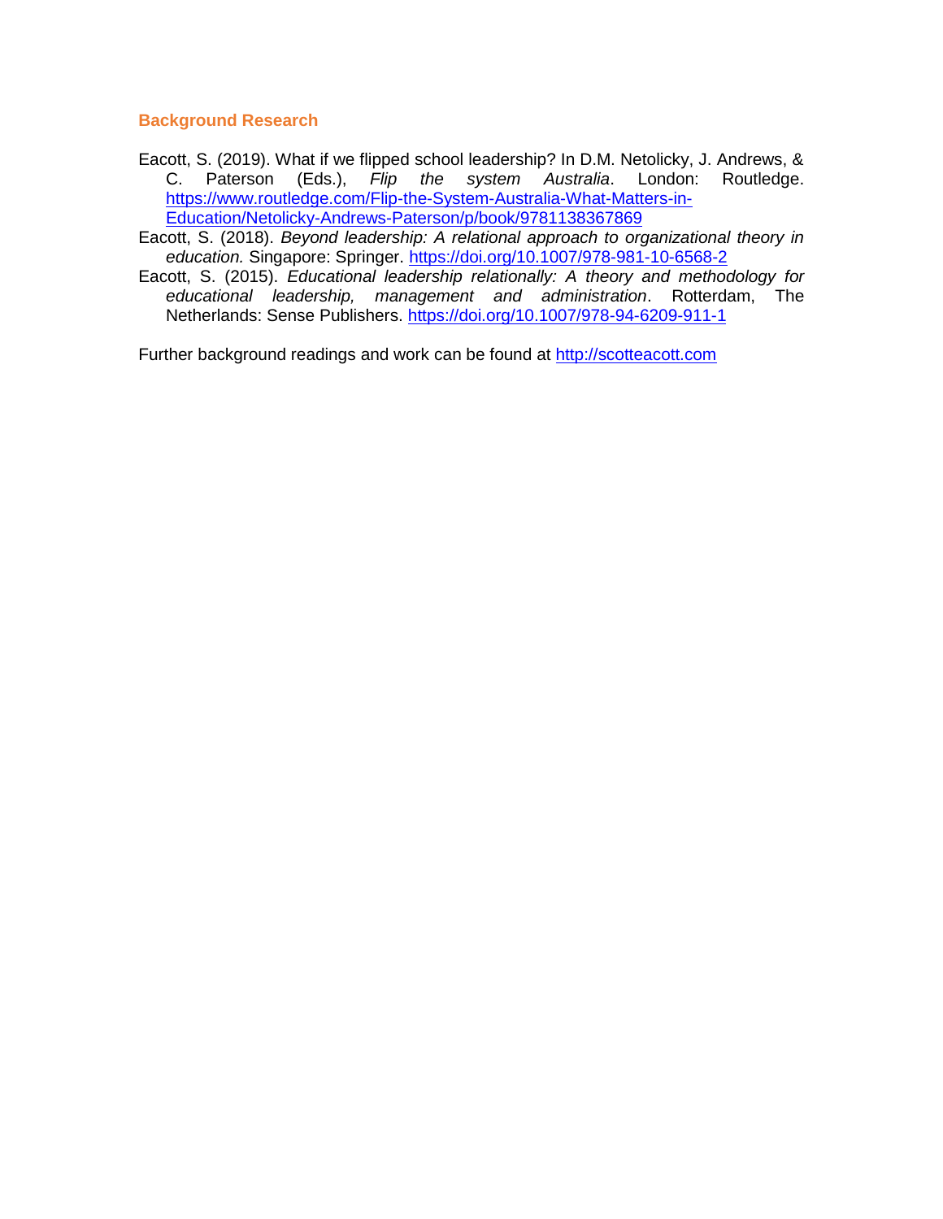## Background Research

Eacott, S. (2019). What if we flipped school leadership? In D.M. Netolicky, J. Andrews, & C. Paterson (Eds.), *Flip the system Australia*. London: Routledge. https://www.routledge.com/Flip-the-System-Australia-What-Matters-in-Education/Netolicky-Andrews-Paterson/p/book/9781138367869

Eacott, S. (2018). *Beyond leadership: A relational approach to organizational theory in education.* Singapore: Springer. https://doi.org/10.1007/978-981-10-6568-2

Eacott, S. (2015). *Educational leadership relationally: A theory and methodology for educational leadership, management and administration*. Rotterdam, The Netherlands: Sense Publishers. https://doi.org/10.1007/978-94-6209-911-1

Further background readings and work can be found at http://scotteacott.com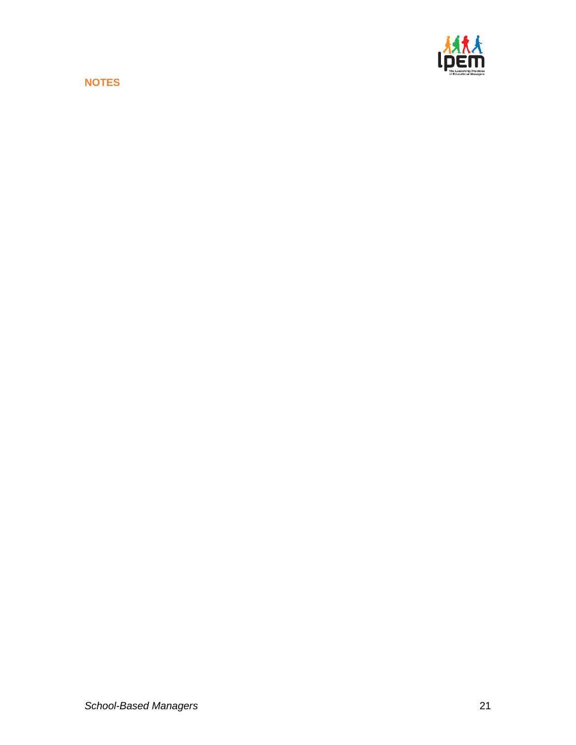**NOTES**